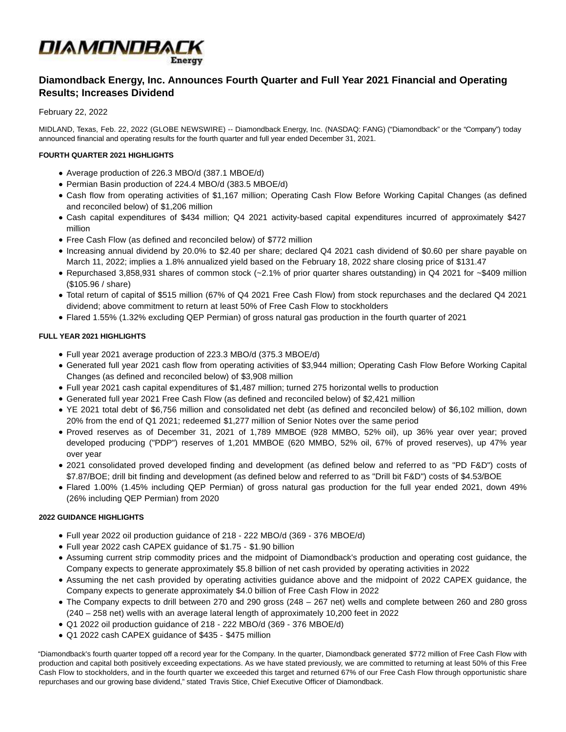# Diamondback Energy, Inc. Announces Fourth Quarter and Full Year 2021 Financial and Operating Results; Increases Dividend

February 22, 2022

MIDLAND, Texas, Feb. 22, 2022 (GLOBE NEWSWIRE) -- Diamondback Energy, Inc. (NASDAQ: FANG) ("Diamondback" or the "Company") today announced financial and operating results for the fourth quarter and full year ended December 31, 2021.

**FOURTH QUARTER 2021 HIGHLIGHTS**

- Average production of 226.3 MBO/d (387.1 MBOE/d)
- Permian Basin production of 224.4 MBO/d (383.5 MBOE/d)
- Cash flow from operating activities of $1,167 million; Operating Cash Flow Before Working Capital Changes (as defined and reconciled below) of $1,206 million
- Cash capital expenditures of $434 million; Q4 2021 activity-based capital expenditures incurred of approximately $427 million
- Free Cash Flow (as defined and reconciled below) of $772 million
- Increasing annual dividend by 20.0% to $2.40 per share; declared Q4 2021 cash dividend of $0.60 per share payable on March 11, 2022; implies a 1.8% annualized yield based on the February 18, 2022 share closing price of $131.47
- Repurchased 3,858,931 shares of common stock (~2.1% of prior quarter shares outstanding) in Q4 2021 for ~$409 million ($105.96 / share)
- Total return of capital of $515 million (67% of Q4 2021 Free Cash Flow) from stock repurchases and the declared Q4 2021 dividend; above commitment to return at least 50% of Free Cash Flow to stockholders
- Flared 1.55% (1.32% excluding QEP Permian) of gross natural gas production in the fourth quarter of 2021

**FULL YEAR 2021 HIGHLIGHTS**

- Full year 2021 average production of 223.3 MBO/d (375.3 MBOE/d)
- Generated full year 2021 cash flow from operating activities of $3,944 million; Operating Cash Flow Before Working Capital Changes (as defined and reconciled below) of $3,908 million
- Full year 2021 cash capital expenditures of $1,487 million; turned 275 horizontal wells to production
- Generated full year 2021 Free Cash Flow (as defined and reconciled below) of $2,421 million
- YE 2021 total debt of $6,756 million and consolidated net debt (as defined and reconciled below) of $6,102 million, down 20% from the end of Q1 2021; redeemed $1,277 million of Senior Notes over the same period
- Proved reserves as of December 31, 2021 of 1,789 MMBOE (928 MMBO, 52% oil), up 36% year over year; proved developed producing ("PDP") reserves of 1,201 MMBOE (620 MMBO, 52% oil, 67% of proved reserves), up 47% year over year
- 2021 consolidated proved developed finding and development (as defined below and referred to as "PD F&D") costs of $7.87/BOE; drill bit finding and development (as defined below and referred to as "Drill bit F&D") costs of $4.53/BOE
- Flared 1.00% (1.45% including QEP Permian) of gross natural gas production for the full year ended 2021, down 49% (26% including QEP Permian) from 2020

**2022 GUIDANCE HIGHLIGHTS**

- Full year 2022 oil production guidance of 218 - 222 MBO/d (369 - 376 MBOE/d)
- Full year 2022 cash CAPEX guidance of $1.75 - $1.90 billion
- Assuming current strip commodity prices and the midpoint of Diamondback's production and operating cost guidance, the Company expects to generate approximately $5.8 billion of net cash provided by operating activities in 2022
- Assuming the net cash provided by operating activities guidance above and the midpoint of 2022 CAPEX guidance, the Company expects to generate approximately $4.0 billion of Free Cash Flow in 2022
- The Company expects to drill between 270 and 290 gross (248 – 267 net) wells and complete between 260 and 280 gross (240 – 258 net) wells with an average lateral length of approximately 10,200 feet in 2022
- Q1 2022 oil production guidance of 218 - 222 MBO/d (369 - 376 MBOE/d)
- Q1 2022 cash CAPEX guidance of $435 - $475 million

"Diamondback's fourth quarter topped off a record year for the Company. In the quarter, Diamondback generated $772 million of Free Cash Flow with production and capital both positively exceeding expectations. As we have stated previously, we are committed to returning at least 50% of this Free Cash Flow to stockholders, and in the fourth quarter we exceeded this target and returned 67% of our Free Cash Flow through opportunistic share repurchases and our growing base dividend," stated Travis Stice, Chief Executive Officer of Diamondback.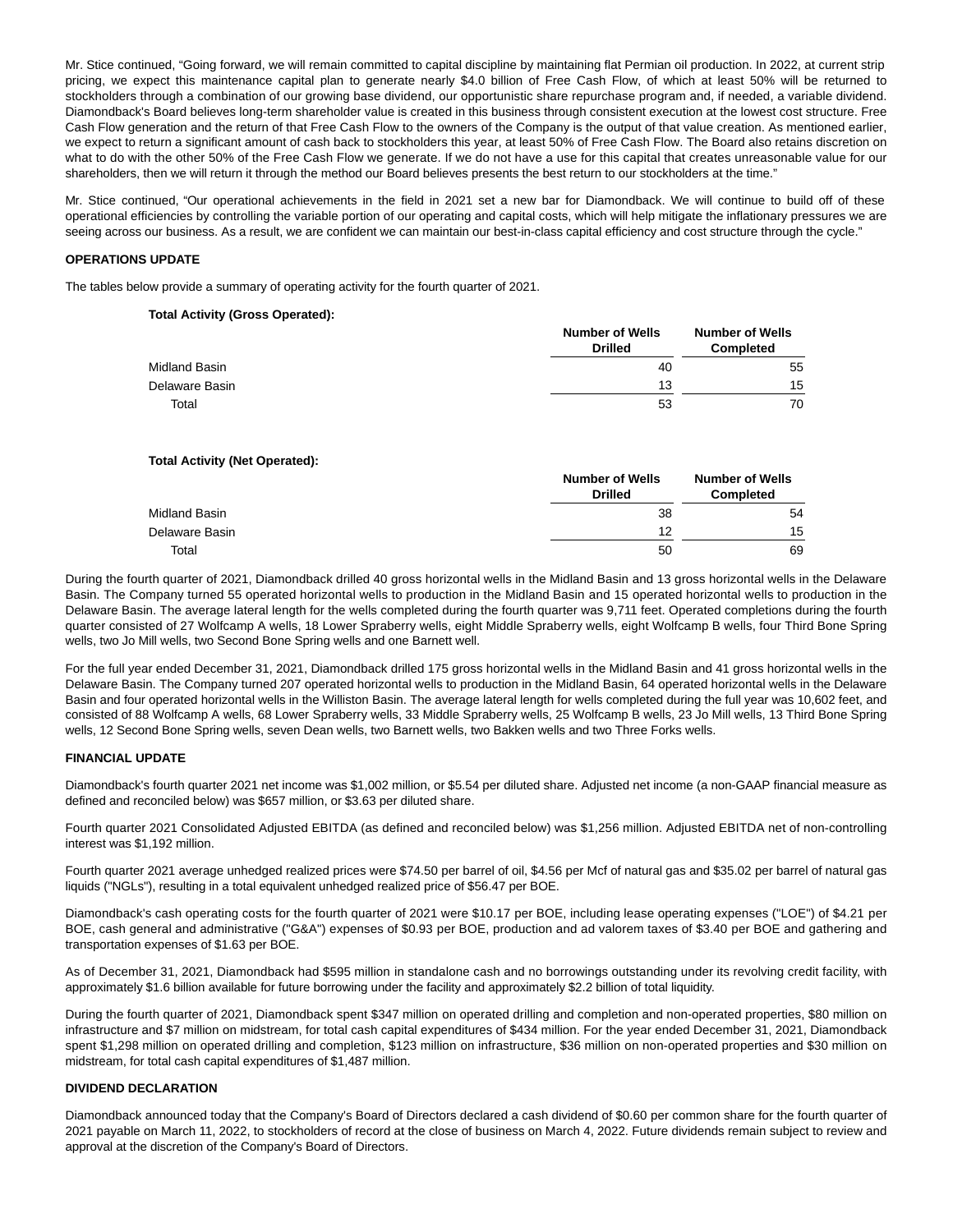Mr. Stice continued, “Going forward, we will remain committed to capital discipline by maintaining flat Permian oil production. In 2022, at current strip pricing, we expect this maintenance capital plan to generate nearly $4.0 billion of Free Cash Flow, of which at least 50% will be returned to stockholders through a combination of our growing base dividend, our opportunistic share repurchase program and, if needed, a variable dividend. Diamondback's Board believes long-term shareholder value is created in this business through consistent execution at the lowest cost structure. Free Cash Flow generation and the return of that Free Cash Flow to the owners of the Company is the output of that value creation. As mentioned earlier, we expect to return a significant amount of cash back to stockholders this year, at least 50% of Free Cash Flow. The Board also retains discretion on what to do with the other 50% of the Free Cash Flow we generate. If we do not have a use for this capital that creates unreasonable value for our shareholders, then we will return it through the method our Board believes presents the best return to our stockholders at the time.”

Mr. Stice continued, “Our operational achievements in the field in 2021 set a new bar for Diamondback. We will continue to build off of these operational efficiencies by controlling the variable portion of our operating and capital costs, which will help mitigate the inflationary pressures we are seeing across our business. As a result, we are confident we can maintain our best-in-class capital efficiency and cost structure through the cycle.”

**OPERATIONS UPDATE**

The tables below provide a summary of operating activity for the fourth quarter of 2021.

**Total Activity (Gross Operated):**

| | Number of Wells Drilled | Number of Wells Completed |
|---|---|---|
| Midland Basin | 40 | 55 |
| Delaware Basin | 13 | 15 |
| Total | 53 | 70 |

**Total Activity (Net Operated):**

| | Number of Wells Drilled | Number of Wells Completed |
|---|---|---|
| Midland Basin | 38 | 54 |
| Delaware Basin | 12 | 15 |
| Total | 50 | 69 |

During the fourth quarter of 2021, Diamondback drilled 40 gross horizontal wells in the Midland Basin and 13 gross horizontal wells in the Delaware Basin. The Company turned 55 operated horizontal wells to production in the Midland Basin and 15 operated horizontal wells to production in the Delaware Basin. The average lateral length for the wells completed during the fourth quarter was 9,711 feet. Operated completions during the fourth quarter consisted of 27 Wolfcamp A wells, 18 Lower Spraberry wells, eight Middle Spraberry wells, eight Wolfcamp B wells, four Third Bone Spring wells, two Jo Mill wells, two Second Bone Spring wells and one Barnett well.

For the full year ended December 31, 2021, Diamondback drilled 175 gross horizontal wells in the Midland Basin and 41 gross horizontal wells in the Delaware Basin. The Company turned 207 operated horizontal wells to production in the Midland Basin, 64 operated horizontal wells in the Delaware Basin and four operated horizontal wells in the Williston Basin. The average lateral length for wells completed during the full year was 10,602 feet, and consisted of 88 Wolfcamp A wells, 68 Lower Spraberry wells, 33 Middle Spraberry wells, 25 Wolfcamp B wells, 23 Jo Mill wells, 13 Third Bone Spring wells, 12 Second Bone Spring wells, seven Dean wells, two Barnett wells, two Bakken wells and two Three Forks wells.

**FINANCIAL UPDATE**

Diamondback's fourth quarter 2021 net income was $1,002 million, or $5.54 per diluted share. Adjusted net income (a non-GAAP financial measure as defined and reconciled below) was $657 million, or $3.63 per diluted share.

Fourth quarter 2021 Consolidated Adjusted EBITDA (as defined and reconciled below) was $1,256 million. Adjusted EBITDA net of non-controlling interest was $1,192 million.

Fourth quarter 2021 average unhedged realized prices were $74.50 per barrel of oil, $4.56 per Mcf of natural gas and $35.02 per barrel of natural gas liquids ("NGLs"), resulting in a total equivalent unhedged realized price of $56.47 per BOE.

Diamondback's cash operating costs for the fourth quarter of 2021 were $10.17 per BOE, including lease operating expenses ("LOE") of $4.21 per BOE, cash general and administrative ("G&A") expenses of $0.93 per BOE, production and ad valorem taxes of $3.40 per BOE and gathering and transportation expenses of $1.63 per BOE.

As of December 31, 2021, Diamondback had $595 million in standalone cash and no borrowings outstanding under its revolving credit facility, with approximately $1.6 billion available for future borrowing under the facility and approximately $2.2 billion of total liquidity.

During the fourth quarter of 2021, Diamondback spent $347 million on operated drilling and completion and non-operated properties, $80 million on infrastructure and $7 million on midstream, for total cash capital expenditures of $434 million. For the year ended December 31, 2021, Diamondback spent $1,298 million on operated drilling and completion, $123 million on infrastructure, $36 million on non-operated properties and $30 million on midstream, for total cash capital expenditures of $1,487 million.

**DIVIDEND DECLARATION**

Diamondback announced today that the Company's Board of Directors declared a cash dividend of $0.60 per common share for the fourth quarter of 2021 payable on March 11, 2022, to stockholders of record at the close of business on March 4, 2022. Future dividends remain subject to review and approval at the discretion of the Company's Board of Directors.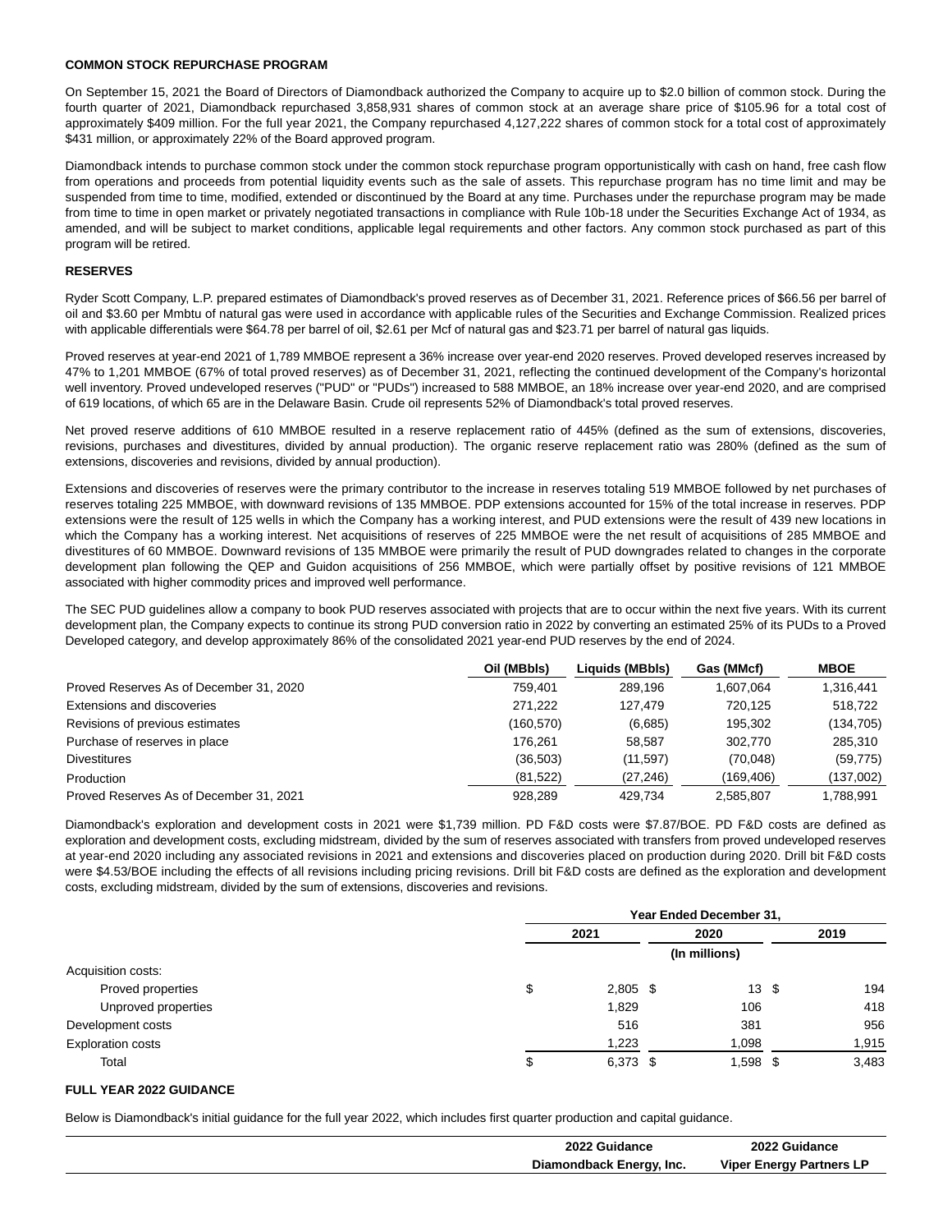**COMMON STOCK REPURCHASE PROGRAM**

On September 15, 2021 the Board of Directors of Diamondback authorized the Company to acquire up to $2.0 billion of common stock. During the fourth quarter of 2021, Diamondback repurchased 3,858,931 shares of common stock at an average share price of $105.96 for a total cost of approximately $409 million. For the full year 2021, the Company repurchased 4,127,222 shares of common stock for a total cost of approximately $431 million, or approximately 22% of the Board approved program.

Diamondback intends to purchase common stock under the common stock repurchase program opportunistically with cash on hand, free cash flow from operations and proceeds from potential liquidity events such as the sale of assets. This repurchase program has no time limit and may be suspended from time to time, modified, extended or discontinued by the Board at any time. Purchases under the repurchase program may be made from time to time in open market or privately negotiated transactions in compliance with Rule 10b-18 under the Securities Exchange Act of 1934, as amended, and will be subject to market conditions, applicable legal requirements and other factors. Any common stock purchased as part of this program will be retired.

**RESERVES**

Ryder Scott Company, L.P. prepared estimates of Diamondback's proved reserves as of December 31, 2021. Reference prices of $66.56 per barrel of oil and $3.60 per Mmbtu of natural gas were used in accordance with applicable rules of the Securities and Exchange Commission. Realized prices with applicable differentials were $64.78 per barrel of oil, $2.61 per Mcf of natural gas and $23.71 per barrel of natural gas liquids.

Proved reserves at year-end 2021 of 1,789 MMBOE represent a 36% increase over year-end 2020 reserves. Proved developed reserves increased by 47% to 1,201 MMBOE (67% of total proved reserves) as of December 31, 2021, reflecting the continued development of the Company's horizontal well inventory. Proved undeveloped reserves ("PUD" or "PUDs") increased to 588 MMBOE, an 18% increase over year-end 2020, and are comprised of 619 locations, of which 65 are in the Delaware Basin. Crude oil represents 52% of Diamondback's total proved reserves.

Net proved reserve additions of 610 MMBOE resulted in a reserve replacement ratio of 445% (defined as the sum of extensions, discoveries, revisions, purchases and divestitures, divided by annual production). The organic reserve replacement ratio was 280% (defined as the sum of extensions, discoveries and revisions, divided by annual production).

Extensions and discoveries of reserves were the primary contributor to the increase in reserves totaling 519 MMBOE followed by net purchases of reserves totaling 225 MMBOE, with downward revisions of 135 MMBOE. PDP extensions accounted for 15% of the total increase in reserves. PDP extensions were the result of 125 wells in which the Company has a working interest, and PUD extensions were the result of 439 new locations in which the Company has a working interest. Net acquisitions of reserves of 225 MMBOE were the net result of acquisitions of 285 MMBOE and divestitures of 60 MMBOE. Downward revisions of 135 MMBOE were primarily the result of PUD downgrades related to changes in the corporate development plan following the QEP and Guidon acquisitions of 256 MMBOE, which were partially offset by positive revisions of 121 MMBOE associated with higher commodity prices and improved well performance.

The SEC PUD guidelines allow a company to book PUD reserves associated with projects that are to occur within the next five years. With its current development plan, the Company expects to continue its strong PUD conversion ratio in 2022 by converting an estimated 25% of its PUDs to a Proved Developed category, and develop approximately 86% of the consolidated 2021 year-end PUD reserves by the end of 2024.

| | Oil (MBbls) | Liquids (MBbls) | Gas (MMcf) | MBOE |
|---|---|---|---|---|
| Proved Reserves As of December 31, 2020 | 759,401 | 289,196 | 1,607,064 | 1,316,441 |
| Extensions and discoveries | 271,222 | 127,479 | 720,125 | 518,722 |
| Revisions of previous estimates | (160,570) | (6,685) | 195,302 | (134,705) |
| Purchase of reserves in place | 176,261 | 58,587 | 302,770 | 285,310 |
| Divestitures | (36,503) | (11,597) | (70,048) | (59,775) |
| Production | (81,522) | (27,246) | (169,406) | (137,002) |
| Proved Reserves As of December 31, 2021 | 928,289 | 429,734 | 2,585,807 | 1,788,991 |

Diamondback's exploration and development costs in 2021 were $1,739 million. PD F&D costs were $7.87/BOE. PD F&D costs are defined as exploration and development costs, excluding midstream, divided by the sum of reserves associated with transfers from proved undeveloped reserves at year-end 2020 including any associated revisions in 2021 and extensions and discoveries placed on production during 2020. Drill bit F&D costs were $4.53/BOE including the effects of all revisions including pricing revisions. Drill bit F&D costs are defined as the exploration and development costs, excluding midstream, divided by the sum of extensions, discoveries and revisions.

| | Year Ended December 31, | | |
|---|---|---|---|
| | 2021 | 2020 | 2019 |
| | (In millions) | | |
| Acquisition costs: | | | |
| Proved properties | $ 2,805 | $ 13 | $ 194 |
| Unproved properties | 1,829 | 106 | 418 |
| Development costs | 516 | 381 | 956 |
| Exploration costs | 1,223 | 1,098 | 1,915 |
| Total | $ 6,373 | $ 1,598 | $ 3,483 |

**FULL YEAR 2022 GUIDANCE**

Below is Diamondback's initial guidance for the full year 2022, which includes first quarter production and capital guidance.

| | 2022 Guidance Diamondback Energy, Inc. | 2022 Guidance Viper Energy Partners LP |
|---|---|---|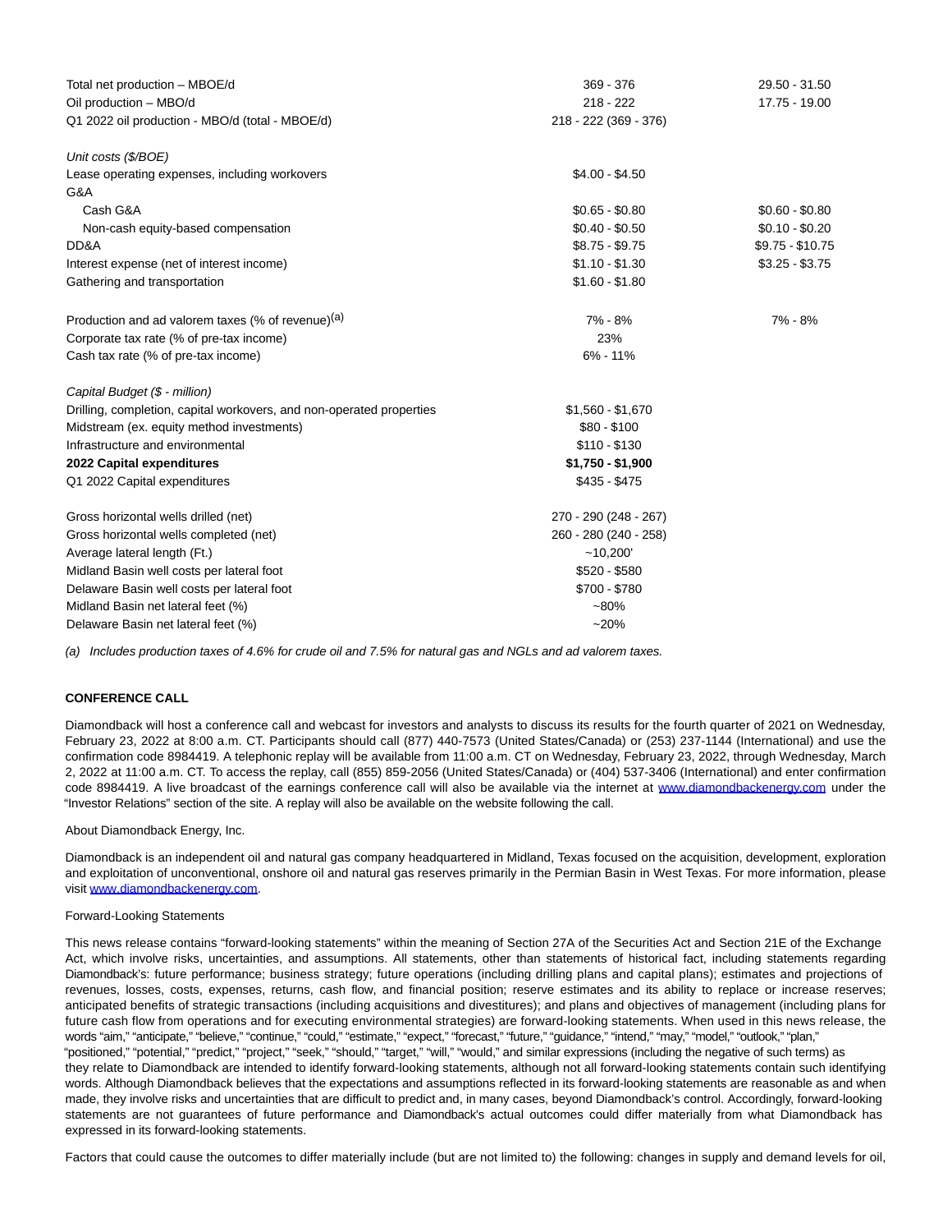| | | |
|---|---|---|
| Total net production – MBOE/d | 369 - 376 | 29.50 - 31.50 |
| Oil production – MBO/d | 218 - 222 | 17.75 - 19.00 |
| Q1 2022 oil production - MBO/d (total - MBOE/d) | 218 - 222 (369 - 376) | |
| | | |
| *Unit costs ($/BOE)* | | |
| Lease operating expenses, including workovers | $4.00 - $4.50 | |
| G&A | | |
| Cash G&A | $0.65 - $0.80 | $0.60 - $0.80 |
| Non-cash equity-based compensation | $0.40 - $0.50 | $0.10 - $0.20 |
| DD&A | $8.75 - $9.75 | $9.75 - $10.75 |
| Interest expense (net of interest income) | $1.10 - $1.30 | $3.25 - $3.75 |
| Gathering and transportation | $1.60 - $1.80 | |
| | | |
| Production and ad valorem taxes (% of revenue)[(a)] | 7% - 8% | 7% - 8% |
| Corporate tax rate (% of pre-tax income) | 23% | |
| Cash tax rate (% of pre-tax income) | 6% - 11% | |
| | | |
| *Capital Budget ($ - million)* | | |
| Drilling, completion, capital workovers, and non-operated properties | $1,560 - $1,670 | |
| Midstream (ex. equity method investments) | $80 - $100 | |
| Infrastructure and environmental | $110 - $130 | |
| **2022 Capital expenditures** | **$1,750 - $1,900** | |
| Q1 2022 Capital expenditures | $435 - $475 | |
| | | |
| Gross horizontal wells drilled (net) | 270 - 290 (248 - 267) | |
| Gross horizontal wells completed (net) | 260 - 280 (240 - 258) | |
| Average lateral length (Ft.) | ~10,200' | |
| Midland Basin well costs per lateral foot | $520 - $580 | |
| Delaware Basin well costs per lateral foot | $700 - $780 | |
| Midland Basin net lateral feet (%) | ~80% | |
| Delaware Basin net lateral feet (%) | ~20% | |

*(a) Includes production taxes of 4.6% for crude oil and 7.5% for natural gas and NGLs and ad valorem taxes.*

**CONFERENCE CALL**

Diamondback will host a conference call and webcast for investors and analysts to discuss its results for the fourth quarter of 2021 on Wednesday, February 23, 2022 at 8:00 a.m. CT. Participants should call (877) 440-7573 (United States/Canada) or (253) 237-1144 (International) and use the confirmation code 8984419. A telephonic replay will be available from 11:00 a.m. CT on Wednesday, February 23, 2022, through Wednesday, March 2, 2022 at 11:00 a.m. CT. To access the replay, call (855) 859-2056 (United States/Canada) or (404) 537-3406 (International) and enter confirmation code 8984419. A live broadcast of the earnings conference call will also be available via the internet at www.diamondbackenergy.com under the "Investor Relations" section of the site. A replay will also be available on the website following the call.

About Diamondback Energy, Inc.

Diamondback is an independent oil and natural gas company headquartered in Midland, Texas focused on the acquisition, development, exploration and exploitation of unconventional, onshore oil and natural gas reserves primarily in the Permian Basin in West Texas. For more information, please visit www.diamondbackenergy.com.

Forward-Looking Statements

This news release contains "forward-looking statements" within the meaning of Section 27A of the Securities Act and Section 21E of the Exchange Act, which involve risks, uncertainties, and assumptions. All statements, other than statements of historical fact, including statements regarding Diamondback's: future performance; business strategy; future operations (including drilling plans and capital plans); estimates and projections of revenues, losses, costs, expenses, returns, cash flow, and financial position; reserve estimates and its ability to replace or increase reserves; anticipated benefits of strategic transactions (including acquisitions and divestitures); and plans and objectives of management (including plans for future cash flow from operations and for executing environmental strategies) are forward-looking statements. When used in this news release, the words "aim," "anticipate," "believe," "continue," "could," "estimate," "expect," "forecast," "future," "guidance," "intend," "may," "model," "outlook," "plan," "positioned," "potential," "predict," "project," "seek," "should," "target," "will," "would," and similar expressions (including the negative of such terms) as they relate to Diamondback are intended to identify forward-looking statements, although not all forward-looking statements contain such identifying words. Although Diamondback believes that the expectations and assumptions reflected in its forward-looking statements are reasonable as and when made, they involve risks and uncertainties that are difficult to predict and, in many cases, beyond Diamondback's control. Accordingly, forward-looking statements are not guarantees of future performance and Diamondback's actual outcomes could differ materially from what Diamondback has expressed in its forward-looking statements.

Factors that could cause the outcomes to differ materially include (but are not limited to) the following: changes in supply and demand levels for oil,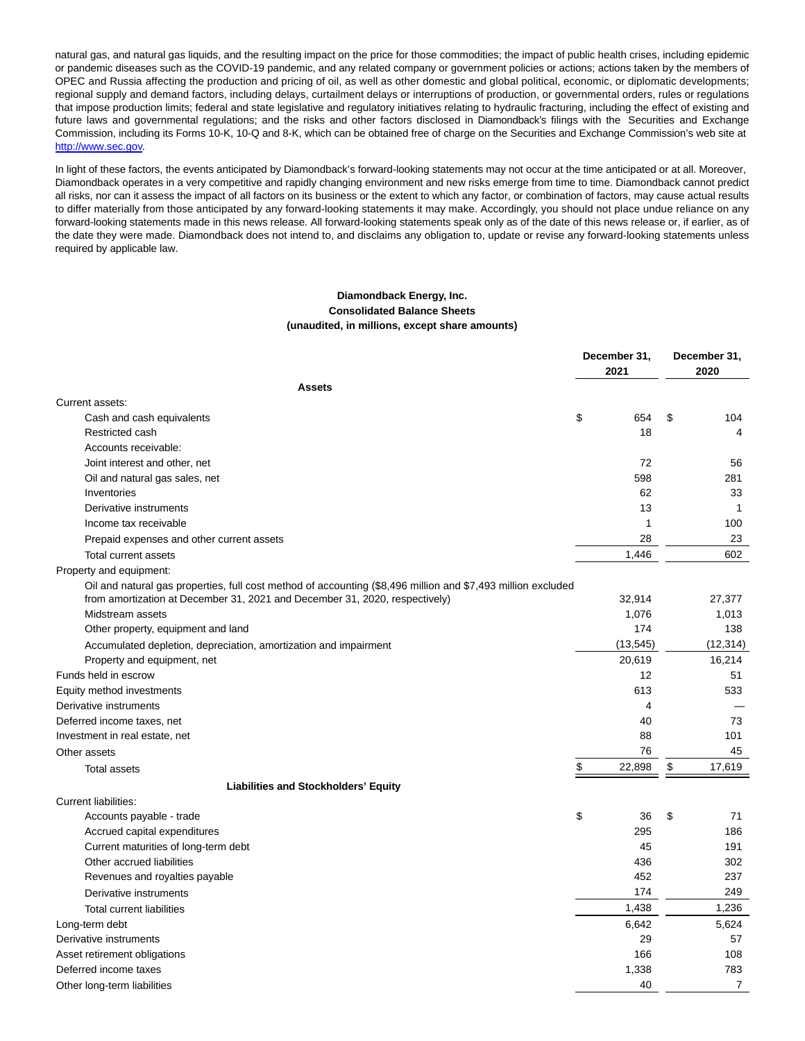natural gas, and natural gas liquids, and the resulting impact on the price for those commodities; the impact of public health crises, including epidemic or pandemic diseases such as the COVID-19 pandemic, and any related company or government policies or actions; actions taken by the members of OPEC and Russia affecting the production and pricing of oil, as well as other domestic and global political, economic, or diplomatic developments; regional supply and demand factors, including delays, curtailment delays or interruptions of production, or governmental orders, rules or regulations that impose production limits; federal and state legislative and regulatory initiatives relating to hydraulic fracturing, including the effect of existing and future laws and governmental regulations; and the risks and other factors disclosed in Diamondback's filings with the Securities and Exchange Commission, including its Forms 10-K, 10-Q and 8-K, which can be obtained free of charge on the Securities and Exchange Commission's web site at http://www.sec.gov.

In light of these factors, the events anticipated by Diamondback's forward-looking statements may not occur at the time anticipated or at all. Moreover, Diamondback operates in a very competitive and rapidly changing environment and new risks emerge from time to time. Diamondback cannot predict all risks, nor can it assess the impact of all factors on its business or the extent to which any factor, or combination of factors, may cause actual results to differ materially from those anticipated by any forward-looking statements it may make. Accordingly, you should not place undue reliance on any forward-looking statements made in this news release. All forward-looking statements speak only as of the date of this news release or, if earlier, as of the date they were made. Diamondback does not intend to, and disclaims any obligation to, update or revise any forward-looking statements unless required by applicable law.

**Diamondback Energy, Inc.**
**Consolidated Balance Sheets**
**(unaudited, in millions, except share amounts)**

| | December 31, 2021 | December 31, 2020 |
|---|---|---|
| **Assets** | | |
| Current assets: | | |
| Cash and cash equivalents | $ 654 | $ 104 |
| Restricted cash | 18 | 4 |
| Accounts receivable: | | |
| Joint interest and other, net | 72 | 56 |
| Oil and natural gas sales, net | 598 | 281 |
| Inventories | 62 | 33 |
| Derivative instruments | 13 | 1 |
| Income tax receivable | 1 | 100 |
| Prepaid expenses and other current assets | 28 | 23 |
| Total current assets | 1,446 | 602 |
| Property and equipment: | | |
| Oil and natural gas properties, full cost method of accounting ($8,496 million and $7,493 million excluded from amortization at December 31, 2021 and December 31, 2020, respectively) | 32,914 | 27,377 |
| Midstream assets | 1,076 | 1,013 |
| Other property, equipment and land | 174 | 138 |
| Accumulated depletion, depreciation, amortization and impairment | (13,545) | (12,314) |
| Property and equipment, net | 20,619 | 16,214 |
| Funds held in escrow | 12 | 51 |
| Equity method investments | 613 | 533 |
| Derivative instruments | 4 | — |
| Deferred income taxes, net | 40 | 73 |
| Investment in real estate, net | 88 | 101 |
| Other assets | 76 | 45 |
| Total assets | $ 22,898 | $ 17,619 |
| **Liabilities and Stockholders' Equity** | | |
| Current liabilities: | | |
| Accounts payable - trade | $ 36 | $ 71 |
| Accrued capital expenditures | 295 | 186 |
| Current maturities of long-term debt | 45 | 191 |
| Other accrued liabilities | 436 | 302 |
| Revenues and royalties payable | 452 | 237 |
| Derivative instruments | 174 | 249 |
| Total current liabilities | 1,438 | 1,236 |
| Long-term debt | 6,642 | 5,624 |
| Derivative instruments | 29 | 57 |
| Asset retirement obligations | 166 | 108 |
| Deferred income taxes | 1,338 | 783 |
| Other long-term liabilities | 40 | 7 |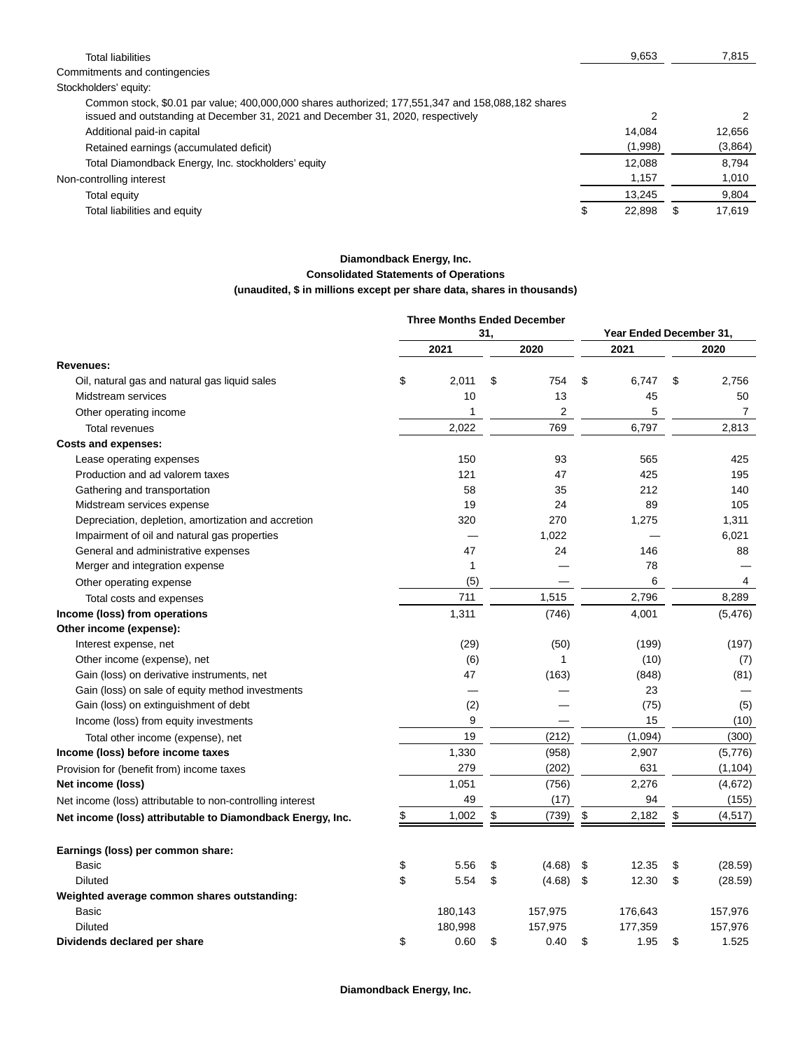| | | |
|---|---|---|
| Total liabilities | 9,653 | 7,815 |
| Commitments and contingencies | | |
| Stockholders' equity: | | |
| Common stock, $0.01 par value; 400,000,000 shares authorized; 177,551,347 and 158,088,182 shares issued and outstanding at December 31, 2021 and December 31, 2020, respectively | 2 | 2 |
| Additional paid-in capital | 14,084 | 12,656 |
| Retained earnings (accumulated deficit) | (1,998) | (3,864) |
| Total Diamondback Energy, Inc. stockholders' equity | 12,088 | 8,794 |
| Non-controlling interest | 1,157 | 1,010 |
| Total equity | 13,245 | 9,804 |
| Total liabilities and equity | $ 22,898 | $ 17,619 |

**Diamondback Energy, Inc.**
**Consolidated Statements of Operations**
**(unaudited, $ in millions except per share data, shares in thousands)**

| | Three Months Ended December 31, | | Year Ended December 31, | |
|---|---|---|---|---|
| | 2021 | 2020 | 2021 | 2020 |
| **Revenues:** | | | | |
| Oil, natural gas and natural gas liquid sales | $ 2,011 | $ 754 | $ 6,747 | $ 2,756 |
| Midstream services | 10 | 13 | 45 | 50 |
| Other operating income | 1 | 2 | 5 | 7 |
| Total revenues | 2,022 | 769 | 6,797 | 2,813 |
| **Costs and expenses:** | | | | |
| Lease operating expenses | 150 | 93 | 565 | 425 |
| Production and ad valorem taxes | 121 | 47 | 425 | 195 |
| Gathering and transportation | 58 | 35 | 212 | 140 |
| Midstream services expense | 19 | 24 | 89 | 105 |
| Depreciation, depletion, amortization and accretion | 320 | 270 | 1,275 | 1,311 |
| Impairment of oil and natural gas properties | — | 1,022 | — | 6,021 |
| General and administrative expenses | 47 | 24 | 146 | 88 |
| Merger and integration expense | 1 | — | 78 | — |
| Other operating expense | (5) | — | 6 | 4 |
| Total costs and expenses | 711 | 1,515 | 2,796 | 8,289 |
| **Income (loss) from operations** | 1,311 | (746) | 4,001 | (5,476) |
| **Other income (expense):** | | | | |
| Interest expense, net | (29) | (50) | (199) | (197) |
| Other income (expense), net | (6) | 1 | (10) | (7) |
| Gain (loss) on derivative instruments, net | 47 | (163) | (848) | (81) |
| Gain (loss) on sale of equity method investments | — | — | 23 | — |
| Gain (loss) on extinguishment of debt | (2) | — | (75) | (5) |
| Income (loss) from equity investments | 9 | — | 15 | (10) |
| Total other income (expense), net | 19 | (212) | (1,094) | (300) |
| **Income (loss) before income taxes** | 1,330 | (958) | 2,907 | (5,776) |
| Provision for (benefit from) income taxes | 279 | (202) | 631 | (1,104) |
| **Net income (loss)** | 1,051 | (756) | 2,276 | (4,672) |
| Net income (loss) attributable to non-controlling interest | 49 | (17) | 94 | (155) |
| **Net income (loss) attributable to Diamondback Energy, Inc.** | $ 1,002 | $ (739) | $ 2,182 | $ (4,517) |
| | | | | |
| **Earnings (loss) per common share:** | | | | |
| Basic | $ 5.56 | $ (4.68) | $ 12.35 | $ (28.59) |
| Diluted | $ 5.54 | $ (4.68) | $ 12.30 | $ (28.59) |
| **Weighted average common shares outstanding:** | | | | |
| Basic | 180,143 | 157,975 | 176,643 | 157,976 |
| Diluted | 180,998 | 157,975 | 177,359 | 157,976 |
| **Dividends declared per share** | $ 0.60 | $ 0.40 | $ 1.95 | $ 1.525 |

**Diamondback Energy, Inc.**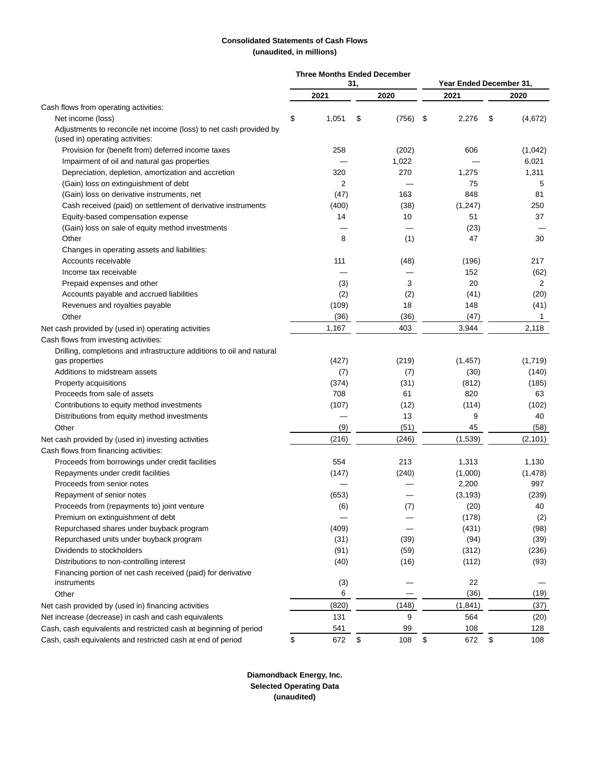**Consolidated Statements of Cash Flows**
**(unaudited, in millions)**

| | Three Months Ended December 31, | | Year Ended December 31, | |
|---|---|---|---|---|
| | 2021 | 2020 | 2021 | 2020 |
| Cash flows from operating activities: | | | | |
| Net income (loss) | $ 1,051 | $ (756) | $ 2,276 | $ (4,672) |
| Adjustments to reconcile net income (loss) to net cash provided by (used in) operating activities: | | | | |
| Provision for (benefit from) deferred income taxes | 258 | (202) | 606 | (1,042) |
| Impairment of oil and natural gas properties | — | 1,022 | — | 6,021 |
| Depreciation, depletion, amortization and accretion | 320 | 270 | 1,275 | 1,311 |
| (Gain) loss on extinguishment of debt | 2 | — | 75 | 5 |
| (Gain) loss on derivative instruments, net | (47) | 163 | 848 | 81 |
| Cash received (paid) on settlement of derivative instruments | (400) | (38) | (1,247) | 250 |
| Equity-based compensation expense | 14 | 10 | 51 | 37 |
| (Gain) loss on sale of equity method investments | — | — | (23) | — |
| Other | 8 | (1) | 47 | 30 |
| Changes in operating assets and liabilities: | | | | |
| Accounts receivable | 111 | (48) | (196) | 217 |
| Income tax receivable | — | — | 152 | (62) |
| Prepaid expenses and other | (3) | 3 | 20 | 2 |
| Accounts payable and accrued liabilities | (2) | (2) | (41) | (20) |
| Revenues and royalties payable | (109) | 18 | 148 | (41) |
| Other | (36) | (36) | (47) | 1 |
| Net cash provided by (used in) operating activities | 1,167 | 403 | 3,944 | 2,118 |
| Cash flows from investing activities: | | | | |
| Drilling, completions and infrastructure additions to oil and natural gas properties | (427) | (219) | (1,457) | (1,719) |
| Additions to midstream assets | (7) | (7) | (30) | (140) |
| Property acquisitions | (374) | (31) | (812) | (185) |
| Proceeds from sale of assets | 708 | 61 | 820 | 63 |
| Contributions to equity method investments | (107) | (12) | (114) | (102) |
| Distributions from equity method investments | — | 13 | 9 | 40 |
| Other | (9) | (51) | 45 | (58) |
| Net cash provided by (used in) investing activities | (216) | (246) | (1,539) | (2,101) |
| Cash flows from financing activities: | | | | |
| Proceeds from borrowings under credit facilities | 554 | 213 | 1,313 | 1,130 |
| Repayments under credit facilities | (147) | (240) | (1,000) | (1,478) |
| Proceeds from senior notes | — | — | 2,200 | 997 |
| Repayment of senior notes | (653) | — | (3,193) | (239) |
| Proceeds from (repayments to) joint venture | (6) | (7) | (20) | 40 |
| Premium on extinguishment of debt | — | — | (178) | (2) |
| Repurchased shares under buyback program | (409) | — | (431) | (98) |
| Repurchased units under buyback program | (31) | (39) | (94) | (39) |
| Dividends to stockholders | (91) | (59) | (312) | (236) |
| Distributions to non-controlling interest | (40) | (16) | (112) | (93) |
| Financing portion of net cash received (paid) for derivative instruments | (3) | — | 22 | — |
| Other | 6 | — | (36) | (19) |
| Net cash provided by (used in) financing activities | (820) | (148) | (1,841) | (37) |
| Net increase (decrease) in cash and cash equivalents | 131 | 9 | 564 | (20) |
| Cash, cash equivalents and restricted cash at beginning of period | 541 | 99 | 108 | 128 |
| Cash, cash equivalents and restricted cash at end of period | $ 672 | $ 108 | $ 672 | $ 108 |

**Diamondback Energy, Inc.**
**Selected Operating Data**
**(unaudited)**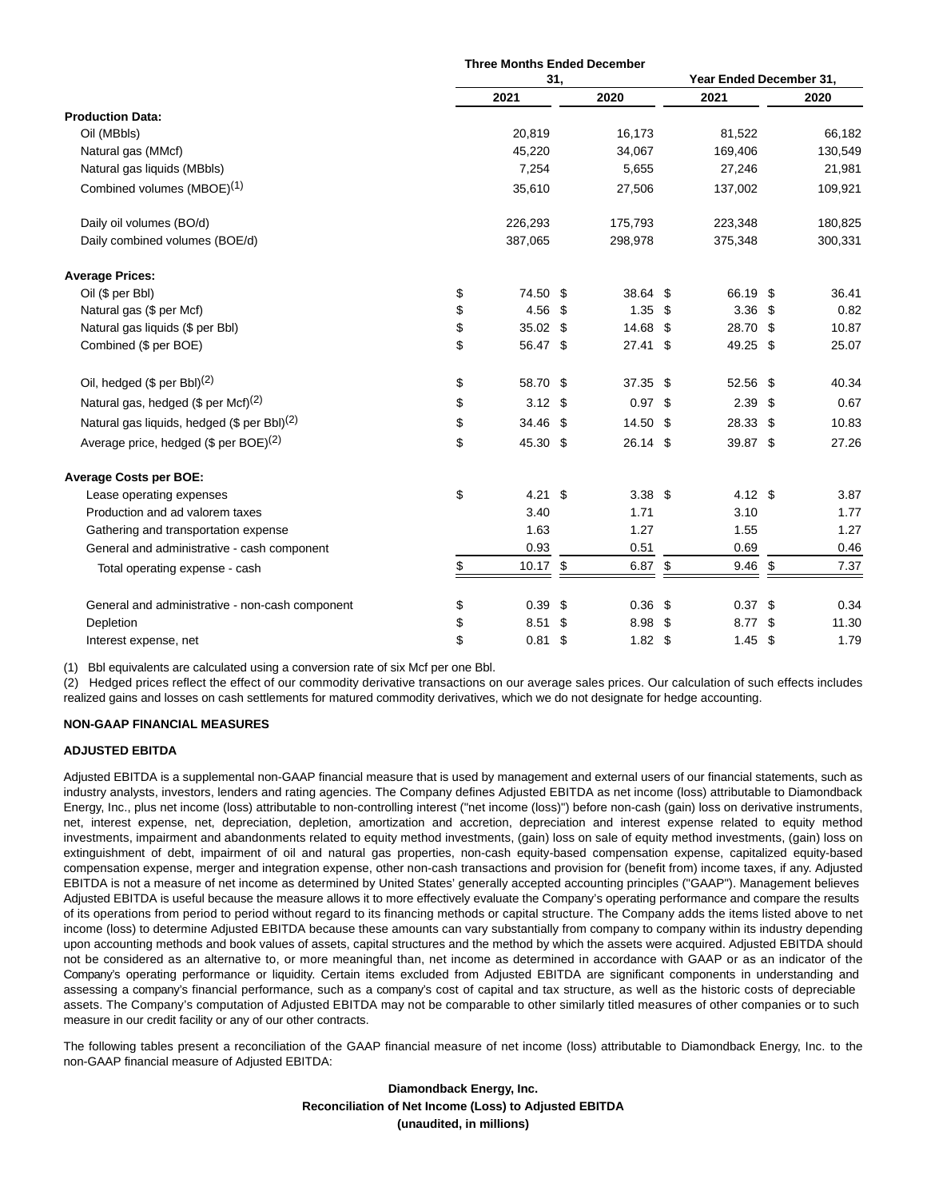| | Three Months Ended December 31, | | Year Ended December 31, | |
|---|---|---|---|---|
| | 2021 | 2020 | 2021 | 2020 |
| **Production Data:** | | | | |
| Oil (MBbls) | 20,819 | 16,173 | 81,522 | 66,182 |
| Natural gas (MMcf) | 45,220 | 34,067 | 169,406 | 130,549 |
| Natural gas liquids (MBbls) | 7,254 | 5,655 | 27,246 | 21,981 |
| Combined volumes (MBOE)[1] | 35,610 | 27,506 | 137,002 | 109,921 |
| Daily oil volumes (BO/d) | 226,293 | 175,793 | 223,348 | 180,825 |
| Daily combined volumes (BOE/d) | 387,065 | 298,978 | 375,348 | 300,331 |
| **Average Prices:** | | | | |
| Oil ($ per Bbl) | $ 74.50 | $ 38.64 | $ 66.19 | $ 36.41 |
| Natural gas ($ per Mcf) | $ 4.56 | $ 1.35 | $ 3.36 | $ 0.82 |
| Natural gas liquids ($ per Bbl) | $ 35.02 | $ 14.68 | $ 28.70 | $ 10.87 |
| Combined ($ per BOE) | $ 56.47 | $ 27.41 | $ 49.25 | $ 25.07 |
| Oil, hedged ($ per Bbl)[2] | $ 58.70 | $ 37.35 | $ 52.56 | $ 40.34 |
| Natural gas, hedged ($ per Mcf)[2] | $ 3.12 | $ 0.97 | $ 2.39 | $ 0.67 |
| Natural gas liquids, hedged ($ per Bbl)[2] | $ 34.46 | $ 14.50 | $ 28.33 | $ 10.83 |
| Average price, hedged ($ per BOE)[2] | $ 45.30 | $ 26.14 | $ 39.87 | $ 27.26 |
| **Average Costs per BOE:** | | | | |
| Lease operating expenses | $ 4.21 | $ 3.38 | $ 4.12 | $ 3.87 |
| Production and ad valorem taxes | 3.40 | 1.71 | 3.10 | 1.77 |
| Gathering and transportation expense | 1.63 | 1.27 | 1.55 | 1.27 |
| General and administrative - cash component | 0.93 | 0.51 | 0.69 | 0.46 |
| Total operating expense - cash | $ 10.17 | $ 6.87 | $ 9.46 | $ 7.37 |
| General and administrative - non-cash component | $ 0.39 | $ 0.36 | $ 0.37 | $ 0.34 |
| Depletion | $ 8.51 | $ 8.98 | $ 8.77 | $ 11.30 |
| Interest expense, net | $ 0.81 | $ 1.82 | $ 1.45 | $ 1.79 |

(1) Bbl equivalents are calculated using a conversion rate of six Mcf per one Bbl.

(2) Hedged prices reflect the effect of our commodity derivative transactions on our average sales prices. Our calculation of such effects includes realized gains and losses on cash settlements for matured commodity derivatives, which we do not designate for hedge accounting.

**NON-GAAP FINANCIAL MEASURES**

**ADJUSTED EBITDA**

Adjusted EBITDA is a supplemental non-GAAP financial measure that is used by management and external users of our financial statements, such as industry analysts, investors, lenders and rating agencies. The Company defines Adjusted EBITDA as net income (loss) attributable to Diamondback Energy, Inc., plus net income (loss) attributable to non-controlling interest ("net income (loss)") before non-cash (gain) loss on derivative instruments, net, interest expense, net, depreciation, depletion, amortization and accretion, depreciation and interest expense related to equity method investments, impairment and abandonments related to equity method investments, (gain) loss on sale of equity method investments, (gain) loss on extinguishment of debt, impairment of oil and natural gas properties, non-cash equity-based compensation expense, capitalized equity-based compensation expense, merger and integration expense, other non-cash transactions and provision for (benefit from) income taxes, if any. Adjusted EBITDA is not a measure of net income as determined by United States' generally accepted accounting principles ("GAAP"). Management believes Adjusted EBITDA is useful because the measure allows it to more effectively evaluate the Company's operating performance and compare the results of its operations from period to period without regard to its financing methods or capital structure. The Company adds the items listed above to net income (loss) to determine Adjusted EBITDA because these amounts can vary substantially from company to company within its industry depending upon accounting methods and book values of assets, capital structures and the method by which the assets were acquired. Adjusted EBITDA should not be considered as an alternative to, or more meaningful than, net income as determined in accordance with GAAP or as an indicator of the Company's operating performance or liquidity. Certain items excluded from Adjusted EBITDA are significant components in understanding and assessing a company's financial performance, such as a company's cost of capital and tax structure, as well as the historic costs of depreciable assets. The Company's computation of Adjusted EBITDA may not be comparable to other similarly titled measures of other companies or to such measure in our credit facility or any of our other contracts.

The following tables present a reconciliation of the GAAP financial measure of net income (loss) attributable to Diamondback Energy, Inc. to the non-GAAP financial measure of Adjusted EBITDA:

**Diamondback Energy, Inc.**
**Reconciliation of Net Income (Loss) to Adjusted EBITDA**
**(unaudited, in millions)**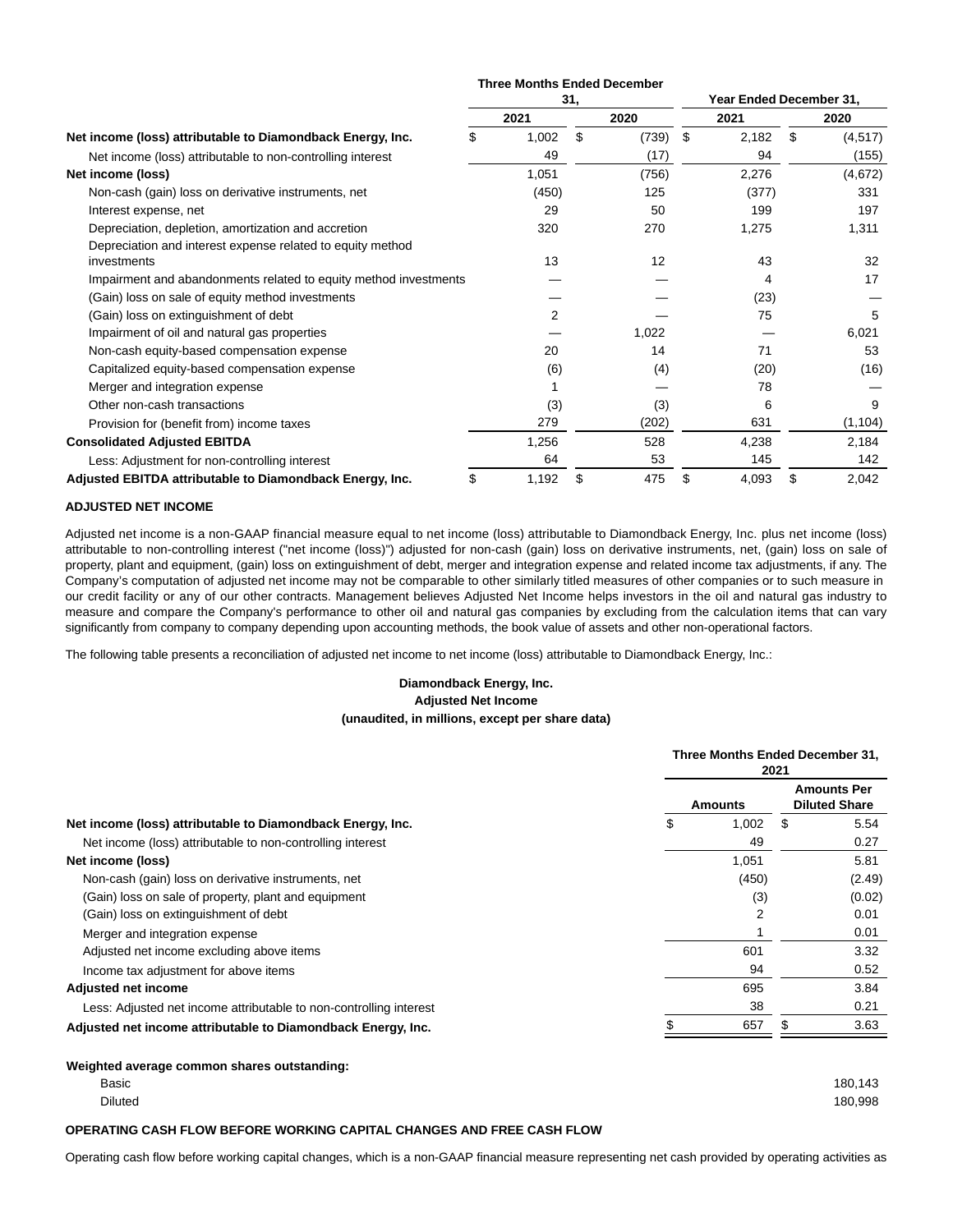| | Three Months Ended December 31, | | Year Ended December 31, | |
|---|---|---|---|---|
| | 2021 | 2020 | 2021 | 2020 |
| **Net income (loss) attributable to Diamondback Energy, Inc.** | $ 1,002 | $ (739) | $ 2,182 | $ (4,517) |
| Net income (loss) attributable to non-controlling interest | 49 | (17) | 94 | (155) |
| **Net income (loss)** | 1,051 | (756) | 2,276 | (4,672) |
| Non-cash (gain) loss on derivative instruments, net | (450) | 125 | (377) | 331 |
| Interest expense, net | 29 | 50 | 199 | 197 |
| Depreciation, depletion, amortization and accretion | 320 | 270 | 1,275 | 1,311 |
| Depreciation and interest expense related to equity method investments | 13 | 12 | 43 | 32 |
| Impairment and abandonments related to equity method investments | — | — | 4 | 17 |
| (Gain) loss on sale of equity method investments | — | — | (23) | — |
| (Gain) loss on extinguishment of debt | 2 | — | 75 | 5 |
| Impairment of oil and natural gas properties | — | 1,022 | — | 6,021 |
| Non-cash equity-based compensation expense | 20 | 14 | 71 | 53 |
| Capitalized equity-based compensation expense | (6) | (4) | (20) | (16) |
| Merger and integration expense | 1 | — | 78 | — |
| Other non-cash transactions | (3) | (3) | 6 | 9 |
| Provision for (benefit from) income taxes | 279 | (202) | 631 | (1,104) |
| **Consolidated Adjusted EBITDA** | 1,256 | 528 | 4,238 | 2,184 |
| Less: Adjustment for non-controlling interest | 64 | 53 | 145 | 142 |
| **Adjusted EBITDA attributable to Diamondback Energy, Inc.** | $ 1,192 | $ 475 | $ 4,093 | $ 2,042 |

**ADJUSTED NET INCOME**

Adjusted net income is a non-GAAP financial measure equal to net income (loss) attributable to Diamondback Energy, Inc. plus net income (loss) attributable to non-controlling interest ("net income (loss)") adjusted for non-cash (gain) loss on derivative instruments, net, (gain) loss on sale of property, plant and equipment, (gain) loss on extinguishment of debt, merger and integration expense and related income tax adjustments, if any. The Company's computation of adjusted net income may not be comparable to other similarly titled measures of other companies or to such measure in our credit facility or any of our other contracts. Management believes Adjusted Net Income helps investors in the oil and natural gas industry to measure and compare the Company's performance to other oil and natural gas companies by excluding from the calculation items that can vary significantly from company to company depending upon accounting methods, the book value of assets and other non-operational factors.

The following table presents a reconciliation of adjusted net income to net income (loss) attributable to Diamondback Energy, Inc.:

**Diamondback Energy, Inc.**
**Adjusted Net Income**
**(unaudited, in millions, except per share data)**

| | Three Months Ended December 31, 2021 | |
|---|---|---|
| | Amounts | Amounts Per Diluted Share |
| **Net income (loss) attributable to Diamondback Energy, Inc.** | $ 1,002 | $ 5.54 |
| Net income (loss) attributable to non-controlling interest | 49 | 0.27 |
| **Net income (loss)** | 1,051 | 5.81 |
| Non-cash (gain) loss on derivative instruments, net | (450) | (2.49) |
| (Gain) loss on sale of property, plant and equipment | (3) | (0.02) |
| (Gain) loss on extinguishment of debt | 2 | 0.01 |
| Merger and integration expense | 1 | 0.01 |
| Adjusted net income excluding above items | 601 | 3.32 |
| Income tax adjustment for above items | 94 | 0.52 |
| **Adjusted net income** | 695 | 3.84 |
| Less: Adjusted net income attributable to non-controlling interest | 38 | 0.21 |
| **Adjusted net income attributable to Diamondback Energy, Inc.** | $ 657 | $ 3.63 |
| | | |
| **Weighted average common shares outstanding:** | | |
| Basic | | 180,143 |
| Diluted | | 180,998 |

**OPERATING CASH FLOW BEFORE WORKING CAPITAL CHANGES AND FREE CASH FLOW**

Operating cash flow before working capital changes, which is a non-GAAP financial measure representing net cash provided by operating activities as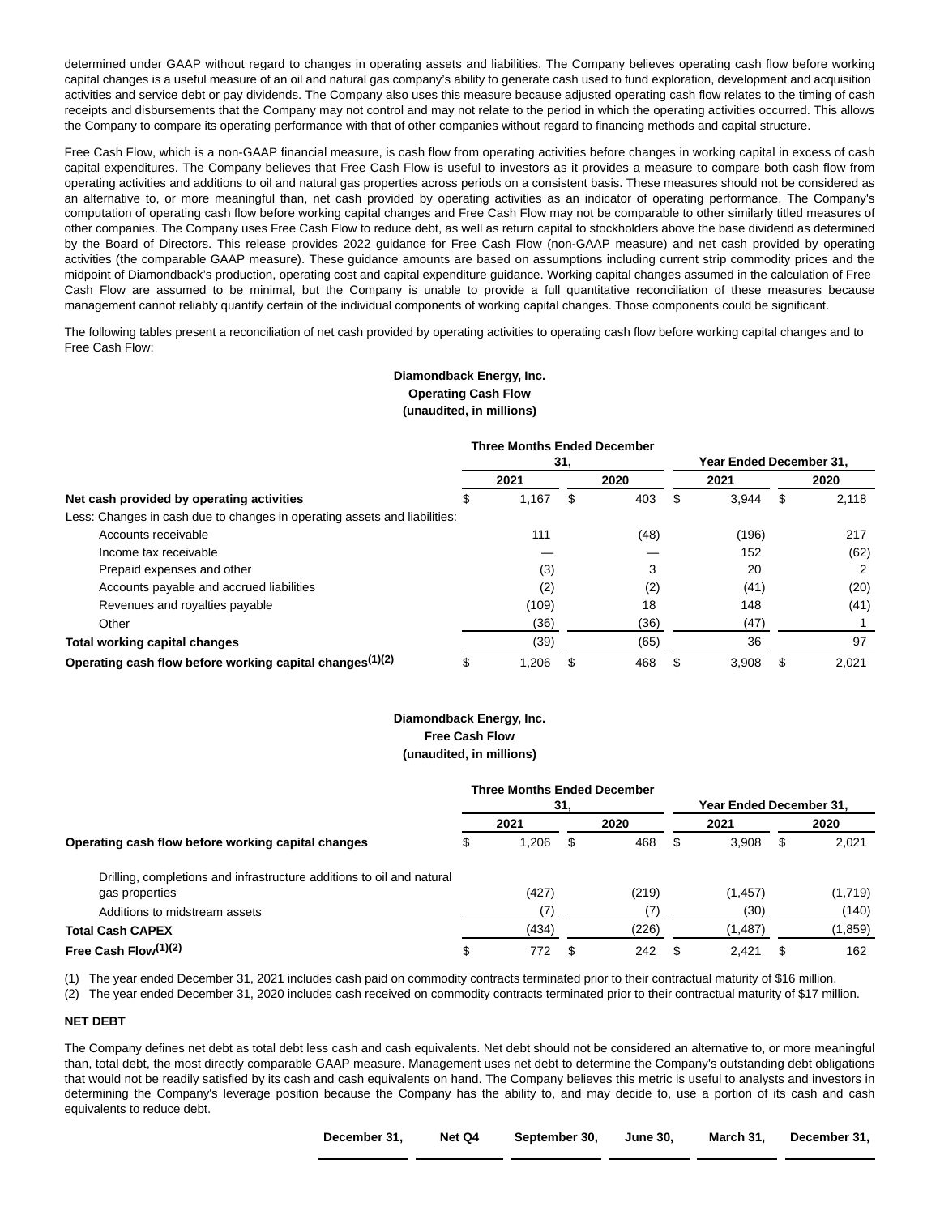determined under GAAP without regard to changes in operating assets and liabilities. The Company believes operating cash flow before working capital changes is a useful measure of an oil and natural gas company's ability to generate cash used to fund exploration, development and acquisition activities and service debt or pay dividends. The Company also uses this measure because adjusted operating cash flow relates to the timing of cash receipts and disbursements that the Company may not control and may not relate to the period in which the operating activities occurred. This allows the Company to compare its operating performance with that of other companies without regard to financing methods and capital structure.

Free Cash Flow, which is a non-GAAP financial measure, is cash flow from operating activities before changes in working capital in excess of cash capital expenditures. The Company believes that Free Cash Flow is useful to investors as it provides a measure to compare both cash flow from operating activities and additions to oil and natural gas properties across periods on a consistent basis. These measures should not be considered as an alternative to, or more meaningful than, net cash provided by operating activities as an indicator of operating performance. The Company's computation of operating cash flow before working capital changes and Free Cash Flow may not be comparable to other similarly titled measures of other companies. The Company uses Free Cash Flow to reduce debt, as well as return capital to stockholders above the base dividend as determined by the Board of Directors. This release provides 2022 guidance for Free Cash Flow (non-GAAP measure) and net cash provided by operating activities (the comparable GAAP measure). These guidance amounts are based on assumptions including current strip commodity prices and the midpoint of Diamondback's production, operating cost and capital expenditure guidance. Working capital changes assumed in the calculation of Free Cash Flow are assumed to be minimal, but the Company is unable to provide a full quantitative reconciliation of these measures because management cannot reliably quantify certain of the individual components of working capital changes. Those components could be significant.

The following tables present a reconciliation of net cash provided by operating activities to operating cash flow before working capital changes and to Free Cash Flow:

**Diamondback Energy, Inc.**
**Operating Cash Flow**
**(unaudited, in millions)**

| | Three Months Ended December 31, | | Year Ended December 31, | |
|---|---|---|---|---|
| | 2021 | 2020 | 2021 | 2020 |
| **Net cash provided by operating activities** | $ 1,167 | $ 403 | $ 3,944 | $ 2,118 |
| Less: Changes in cash due to changes in operating assets and liabilities: | | | | |
| Accounts receivable | 111 | (48) | (196) | 217 |
| Income tax receivable | — | — | 152 | (62) |
| Prepaid expenses and other | (3) | 3 | 20 | 2 |
| Accounts payable and accrued liabilities | (2) | (2) | (41) | (20) |
| Revenues and royalties payable | (109) | 18 | 148 | (41) |
| Other | (36) | (36) | (47) | 1 |
| **Total working capital changes** | (39) | (65) | 36 | 97 |
| **Operating cash flow before working capital changes[(1)(2)]** | $ 1,206 | $ 468 | $ 3,908 | $ 2,021 |

**Diamondback Energy, Inc.**
**Free Cash Flow**
**(unaudited, in millions)**

| | Three Months Ended December 31, | | Year Ended December 31, | |
|---|---|---|---|---|
| | 2021 | 2020 | 2021 | 2020 |
| **Operating cash flow before working capital changes** | $ 1,206 | $ 468 | $ 3,908 | $ 2,021 |
| Drilling, completions and infrastructure additions to oil and natural gas properties | (427) | (219) | (1,457) | (1,719) |
| Additions to midstream assets | (7) | (7) | (30) | (140) |
| **Total Cash CAPEX** | (434) | (226) | (1,487) | (1,859) |
| **Free Cash Flow[(1)(2)]** | $ 772 | $ 242 | $ 2,421 | $ 162 |

(1) The year ended December 31, 2021 includes cash paid on commodity contracts terminated prior to their contractual maturity of $16 million.

(2) The year ended December 31, 2020 includes cash received on commodity contracts terminated prior to their contractual maturity of $17 million.

**NET DEBT**

The Company defines net debt as total debt less cash and cash equivalents. Net debt should not be considered an alternative to, or more meaningful than, total debt, the most directly comparable GAAP measure. Management uses net debt to determine the Company's outstanding debt obligations that would not be readily satisfied by its cash and cash equivalents on hand. The Company believes this metric is useful to analysts and investors in determining the Company's leverage position because the Company has the ability to, and may decide to, use a portion of its cash and cash equivalents to reduce debt.

| December 31, | Net Q4 | September 30, | June 30, | March 31, | December 31, |
|---|---|---|---|---|---|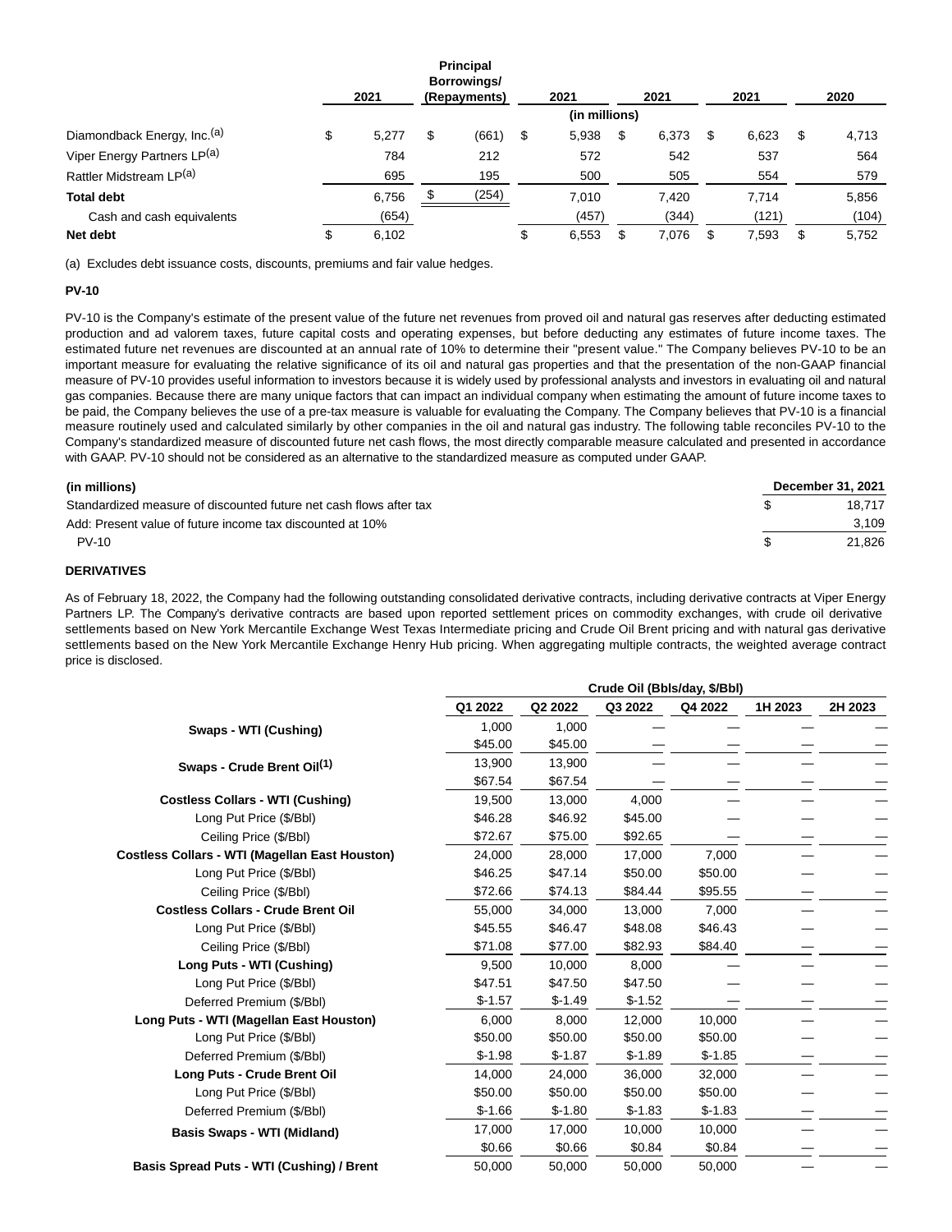| | 2021 | Principal Borrowings/ (Repayments) | 2021 | 2021 | 2021 | 2020 |
|---|---|---|---|---|---|---|
| | | | (in millions) | | | |
| Diamondback Energy, Inc.[(a)] | $ 5,277 | $ (661) | $ 5,938 | $ 6,373 | $ 6,623 | $ 4,713 |
| Viper Energy Partners LP[(a)] | 784 | 212 | 572 | 542 | 537 | 564 |
| Rattler Midstream LP[(a)] | 695 | 195 | 500 | 505 | 554 | 579 |
| **Total debt** | 6,756 | $ (254) | 7,010 | 7,420 | 7,714 | 5,856 |
| Cash and cash equivalents | (654) | | (457) | (344) | (121) | (104) |
| **Net debt** | $ 6,102 | | $ 6,553 | $ 7,076 | $ 7,593 | $ 5,752 |

(a) Excludes debt issuance costs, discounts, premiums and fair value hedges.

**PV-10**

PV-10 is the Company's estimate of the present value of the future net revenues from proved oil and natural gas reserves after deducting estimated production and ad valorem taxes, future capital costs and operating expenses, but before deducting any estimates of future income taxes. The estimated future net revenues are discounted at an annual rate of 10% to determine their "present value." The Company believes PV-10 to be an important measure for evaluating the relative significance of its oil and natural gas properties and that the presentation of the non-GAAP financial measure of PV-10 provides useful information to investors because it is widely used by professional analysts and investors in evaluating oil and natural gas companies. Because there are many unique factors that can impact an individual company when estimating the amount of future income taxes to be paid, the Company believes the use of a pre-tax measure is valuable for evaluating the Company. The Company believes that PV-10 is a financial measure routinely used and calculated similarly by other companies in the oil and natural gas industry. The following table reconciles PV-10 to the Company's standardized measure of discounted future net cash flows, the most directly comparable measure calculated and presented in accordance with GAAP. PV-10 should not be considered as an alternative to the standardized measure as computed under GAAP.

| **(in millions)** | **December 31, 2021** |
|---|---|
| Standardized measure of discounted future net cash flows after tax | $ 18,717 |
| Add: Present value of future income tax discounted at 10% | 3,109 |
| PV-10 | $ 21,826 |

**DERIVATIVES**

As of February 18, 2022, the Company had the following outstanding consolidated derivative contracts, including derivative contracts at Viper Energy Partners LP. The Company's derivative contracts are based upon reported settlement prices on commodity exchanges, with crude oil derivative settlements based on New York Mercantile Exchange West Texas Intermediate pricing and Crude Oil Brent pricing and with natural gas derivative settlements based on the New York Mercantile Exchange Henry Hub pricing. When aggregating multiple contracts, the weighted average contract price is disclosed.

| | Crude Oil (Bbls/day, $/Bbl) | | | | | |
|---|---|---|---|---|---|---|
| | Q1 2022 | Q2 2022 | Q3 2022 | Q4 2022 | 1H 2023 | 2H 2023 |
| **Swaps - WTI (Cushing)** | 1,000 | 1,000 | — | — | — | — |
| | $45.00 | $45.00 | — | — | — | — |
| **Swaps - Crude Brent Oil[(1)]** | 13,900 | 13,900 | — | — | — | — |
| | $67.54 | $67.54 | — | — | — | — |
| **Costless Collars - WTI (Cushing)** | 19,500 | 13,000 | 4,000 | — | — | — |
| Long Put Price ($/Bbl) | $46.28 | $46.92 | $45.00 | — | — | — |
| Ceiling Price ($/Bbl) | $72.67 | $75.00 | $92.65 | — | — | — |
| **Costless Collars - WTI (Magellan East Houston)** | 24,000 | 28,000 | 17,000 | 7,000 | — | — |
| Long Put Price ($/Bbl) | $46.25 | $47.14 | $50.00 | $50.00 | — | — |
| Ceiling Price ($/Bbl) | $72.66 | $74.13 | $84.44 | $95.55 | — | — |
| **Costless Collars - Crude Brent Oil** | 55,000 | 34,000 | 13,000 | 7,000 | — | — |
| Long Put Price ($/Bbl) | $45.55 | $46.47 | $48.08 | $46.43 | — | — |
| Ceiling Price ($/Bbl) | $71.08 | $77.00 | $82.93 | $84.40 | — | — |
| **Long Puts - WTI (Cushing)** | 9,500 | 10,000 | 8,000 | — | — | — |
| Long Put Price ($/Bbl) | $47.51 | $47.50 | $47.50 | — | — | — |
| Deferred Premium ($/Bbl) | $-1.57 | $-1.49 | $-1.52 | — | — | — |
| **Long Puts - WTI (Magellan East Houston)** | 6,000 | 8,000 | 12,000 | 10,000 | — | — |
| Long Put Price ($/Bbl) | $50.00 | $50.00 | $50.00 | $50.00 | — | — |
| Deferred Premium ($/Bbl) | $-1.98 | $-1.87 | $-1.89 | $-1.85 | — | — |
| **Long Puts - Crude Brent Oil** | 14,000 | 24,000 | 36,000 | 32,000 | — | — |
| Long Put Price ($/Bbl) | $50.00 | $50.00 | $50.00 | $50.00 | — | — |
| Deferred Premium ($/Bbl) | $-1.66 | $-1.80 | $-1.83 | $-1.83 | — | — |
| **Basis Swaps - WTI (Midland)** | 17,000 | 17,000 | 10,000 | 10,000 | — | — |
| | $0.66 | $0.66 | $0.84 | $0.84 | — | — |
| **Basis Spread Puts - WTI (Cushing) / Brent** | 50,000 | 50,000 | 50,000 | 50,000 | — | — |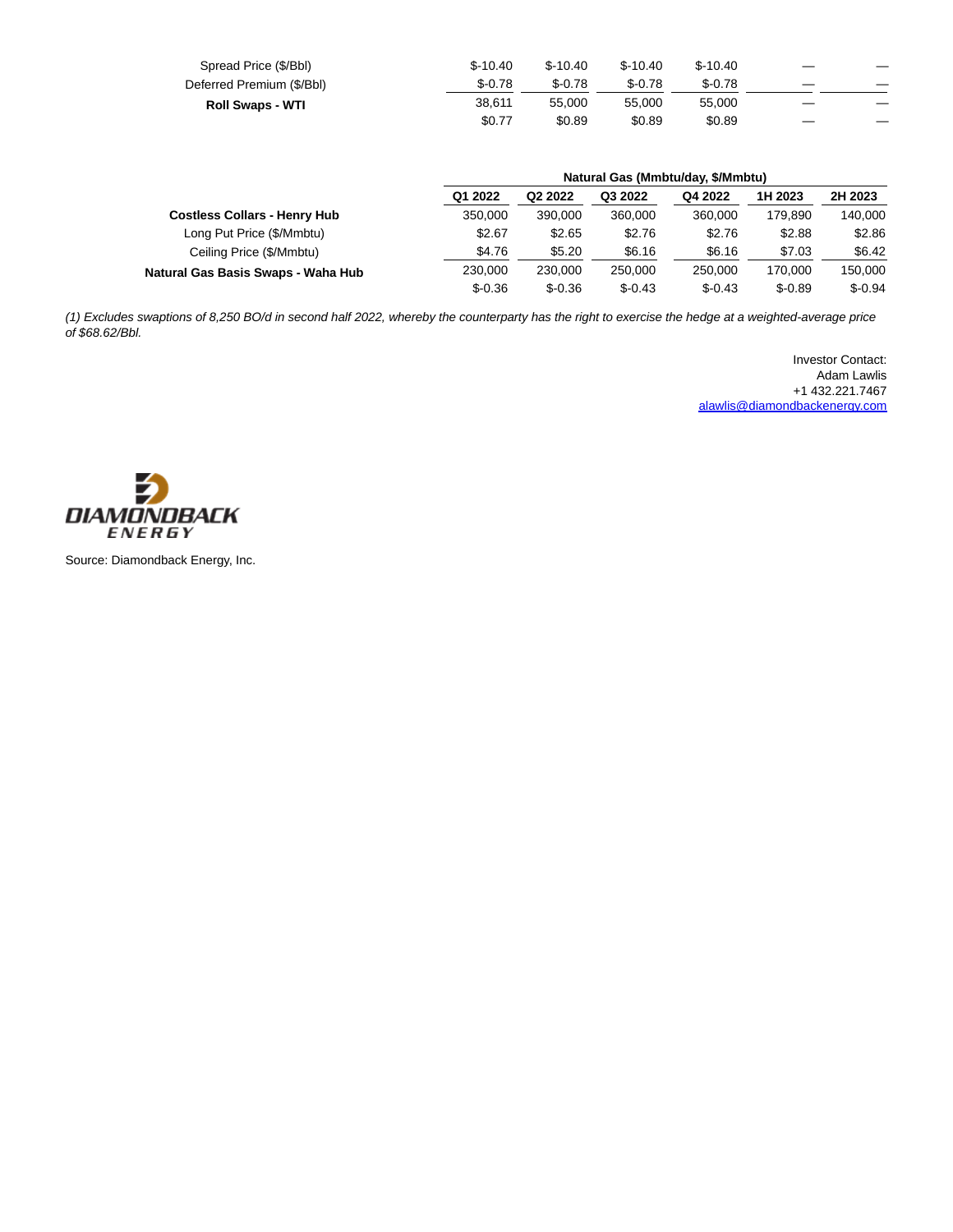| | | | | | | |
|---|---|---|---|---|---|---|
| Spread Price ($/Bbl) | $-10.40 | $-10.40 | $-10.40 | $-10.40 | — | — |
| Deferred Premium ($/Bbl) | $-0.78 | $-0.78 | $-0.78 | $-0.78 | — | — |
| **Roll Swaps - WTI** | 38,611 | 55,000 | 55,000 | 55,000 | — | — |
| | $0.77 | $0.89 | $0.89 | $0.89 | — | — |

| | Natural Gas (Mmbtu/day, $/Mmbtu) | | | | | |
|---|---|---|---|---|---|---|
| | **Q1 2022** | **Q2 2022** | **Q3 2022** | **Q4 2022** | **1H 2023** | **2H 2023** |
| **Costless Collars - Henry Hub** | 350,000 | 390,000 | 360,000 | 360,000 | 179,890 | 140,000 |
| Long Put Price ($/Mmbtu) | $2.67 | $2.65 | $2.76 | $2.76 | $2.88 | $2.86 |
| Ceiling Price ($/Mmbtu) | $4.76 | $5.20 | $6.16 | $6.16 | $7.03 | $6.42 |
| **Natural Gas Basis Swaps - Waha Hub** | 230,000 | 230,000 | 250,000 | 250,000 | 170,000 | 150,000 |
| | $-0.36 | $-0.36 | $-0.43 | $-0.43 | $-0.89 | $-0.94 |

*(1) Excludes swaptions of 8,250 BO/d in second half 2022, whereby the counterparty has the right to exercise the hedge at a weighted-average price of $68.62/Bbl.*

Investor Contact:
Adam Lawlis
+1 432.221.7467
alawlis@diamondbackenergy.com

DIAMONDBACK ENERGY

Source: Diamondback Energy, Inc.